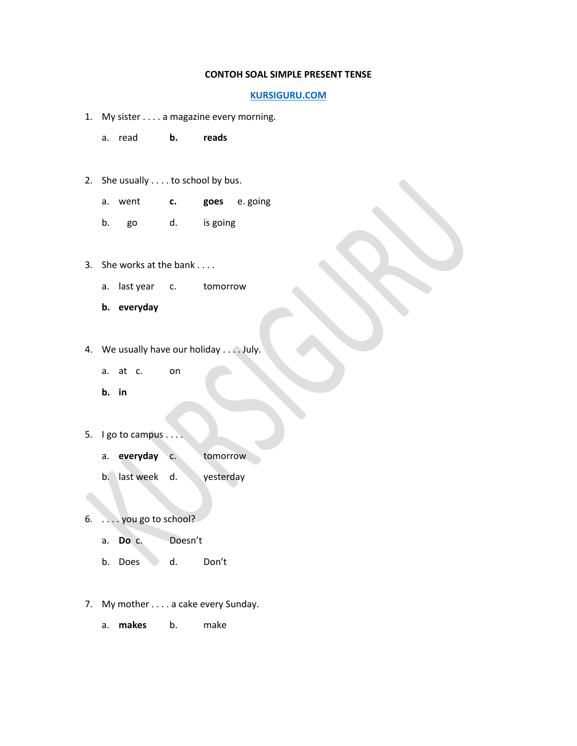**CONTOH SOAL SIMPLE PRESENT TENSE**

**KURSIGURU.COM**

1. My sister . . . . a magazine every morning.

   a. read **b. reads**

2. She usually . . . . to school by bus.

   a. went **c. goes** e. going

   b. go d. is going

3. She works at the bank . . . .

   a. last year c. tomorrow

   **b. everyday**

4. We usually have our holiday . . . . July.

   a. at c. on

   **b. in**

5. I go to campus . . . .

   a. **everyday** c. tomorrow

   b. last week d. yesterday

6. . . . . you go to school?

   a. **Do** c. Doesn't

   b. Does d. Don't

7. My mother . . . . a cake every Sunday.

   a. **makes** b. make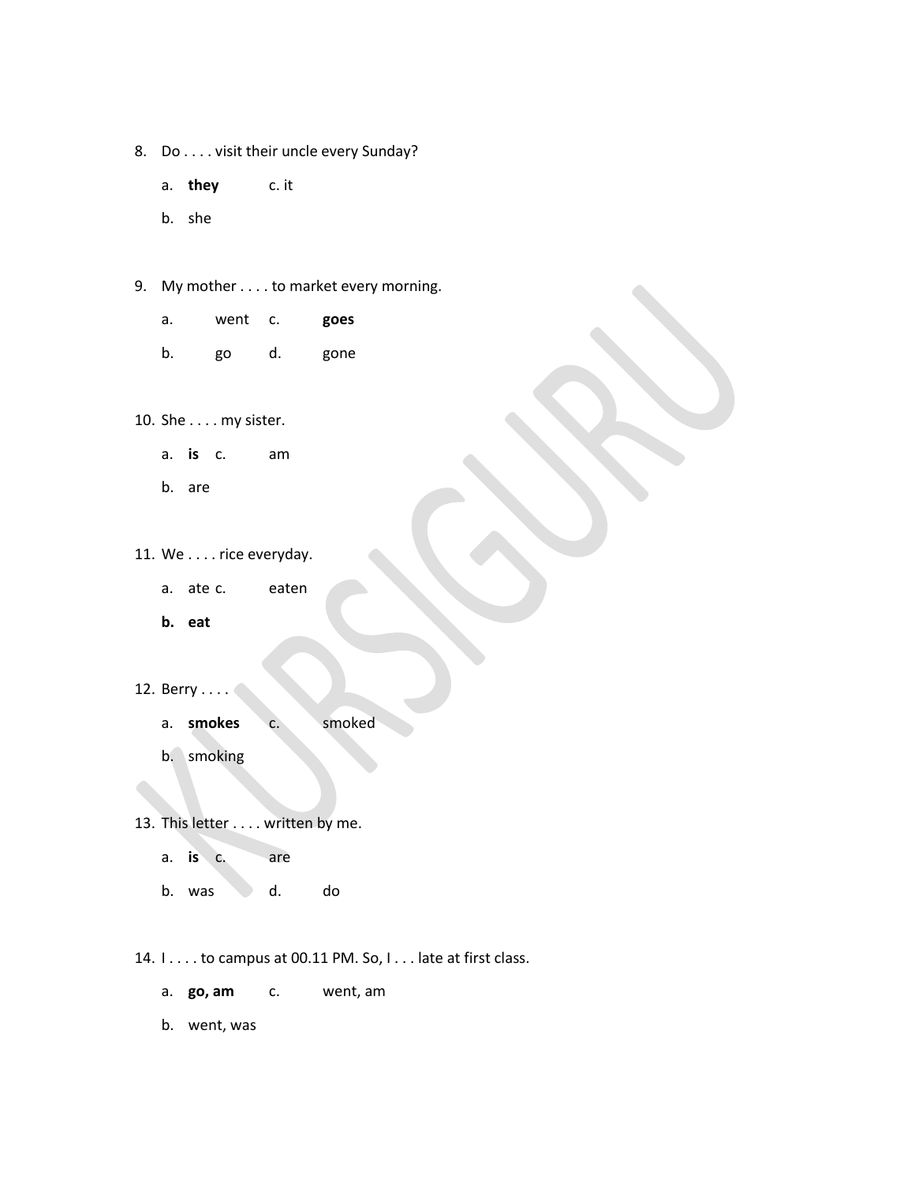8. Do . . . . visit their uncle every Sunday?

   a. **they** c. it

   b. she

9. My mother . . . . to market every morning.

   a. went c. **goes**

   b. go d. gone

10. She . . . . my sister.

    a. **is** c. am

    b. are

11. We . . . . rice everyday.

    a. ate c. eaten

    **b. eat**

12. Berry . . . .

    a. **smokes** c. smoked

    b. smoking

13. This letter . . . . written by me.

    a. **is** c. are

    b. was d. do

14. I . . . . to campus at 00.11 PM. So, I . . . late at first class.

    a. **go, am** c. went, am

    b. went, was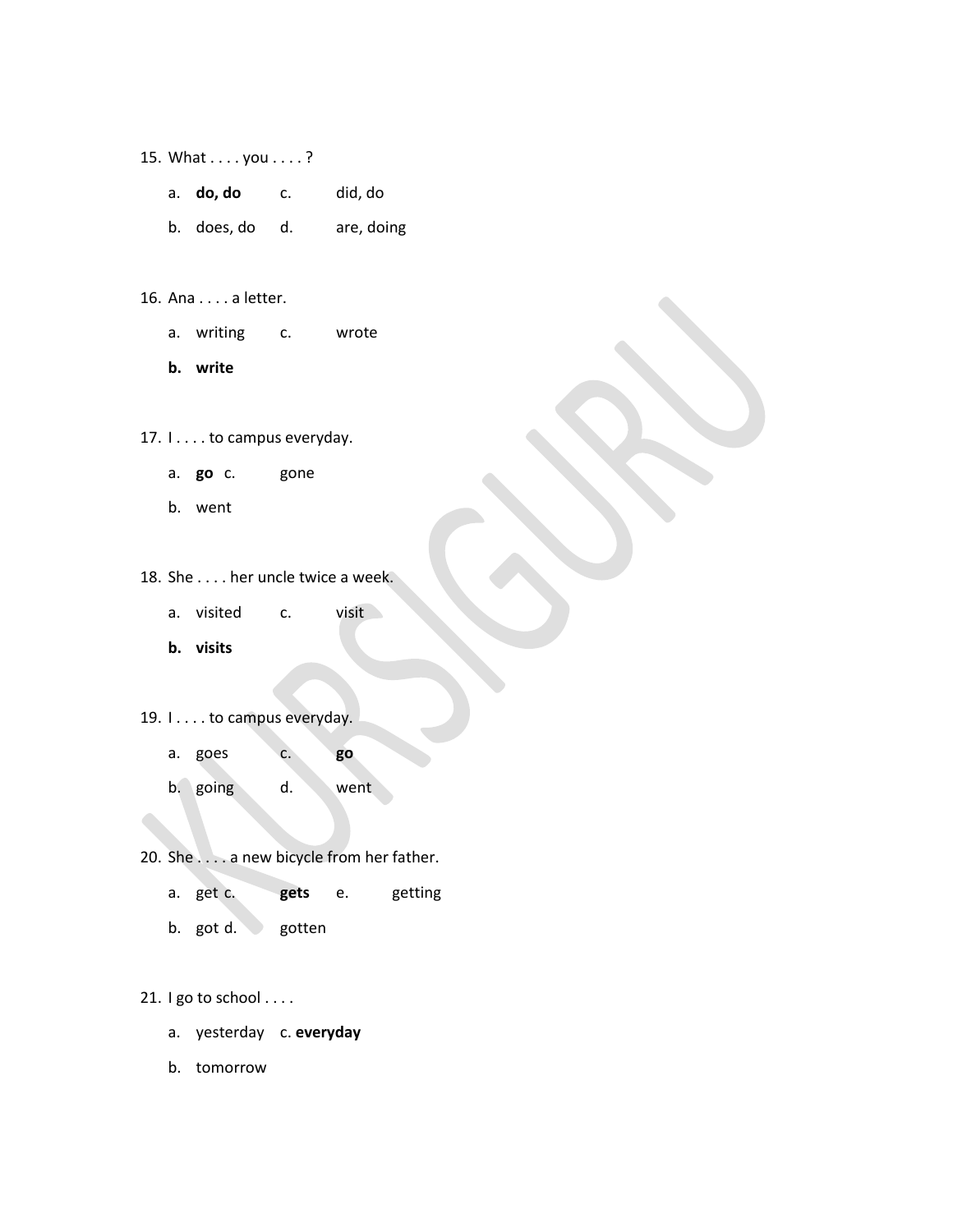15. What . . . . you . . . . ?

    a. **do, do** c. did, do

    b. does, do d. are, doing

16. Ana . . . . a letter.

    a. writing c. wrote

    **b. write**

17. I . . . . to campus everyday.

    a. **go** c. gone

    b. went

18. She . . . . her uncle twice a week.

    a. visited c. visit

    **b. visits**

19. I . . . . to campus everyday.

    a. goes c. **go**

    b. going d. went

20. She . . . . a new bicycle from her father.

    a. get c. **gets** e. getting

    b. got d. gotten

21. I go to school . . . .

    a. yesterday c. **everyday**

    b. tomorrow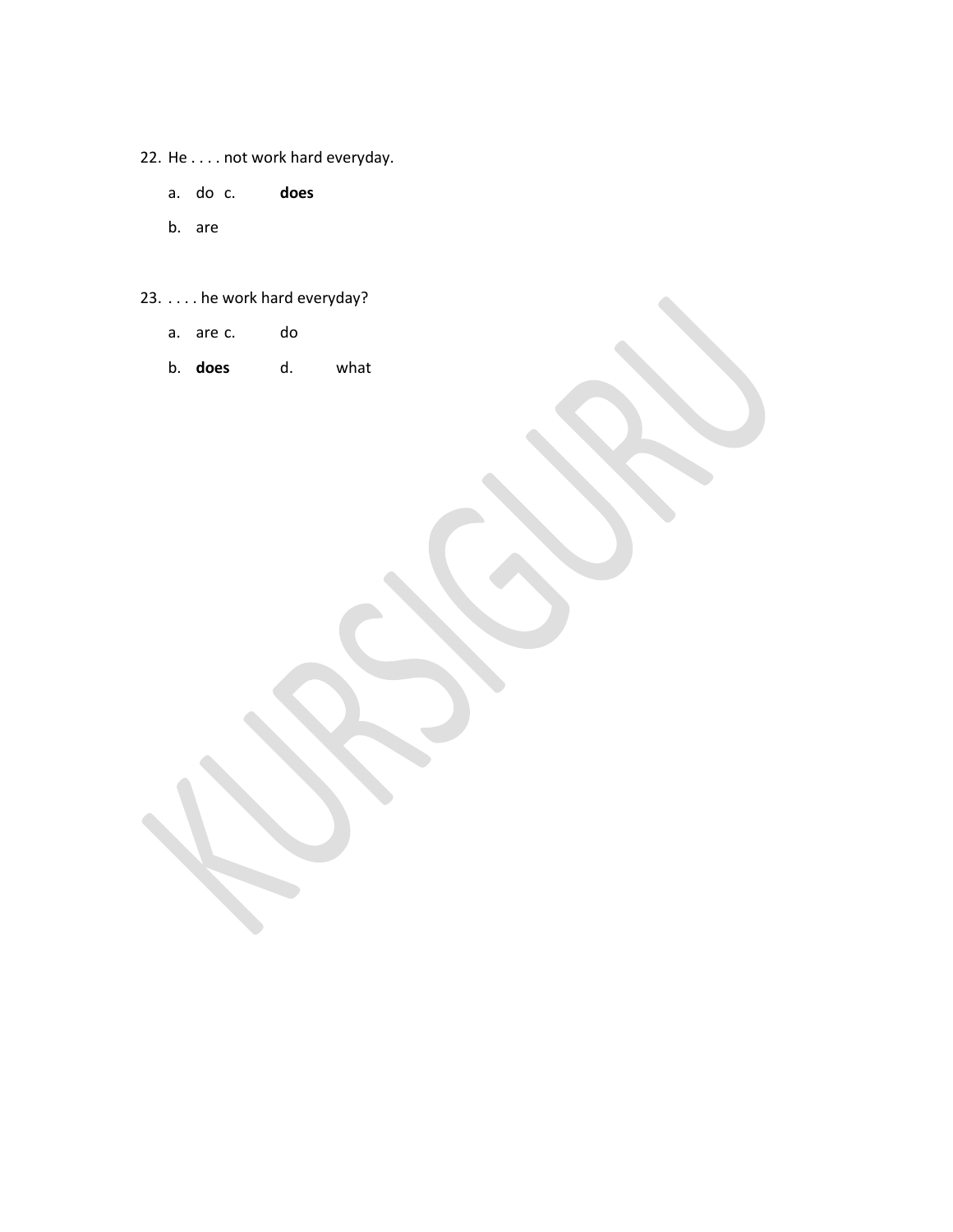22. He . . . . not work hard everyday.

    a. do c. **does**

    b. are

23. . . . . he work hard everyday?

    a. are c. do

    b. **does** d. what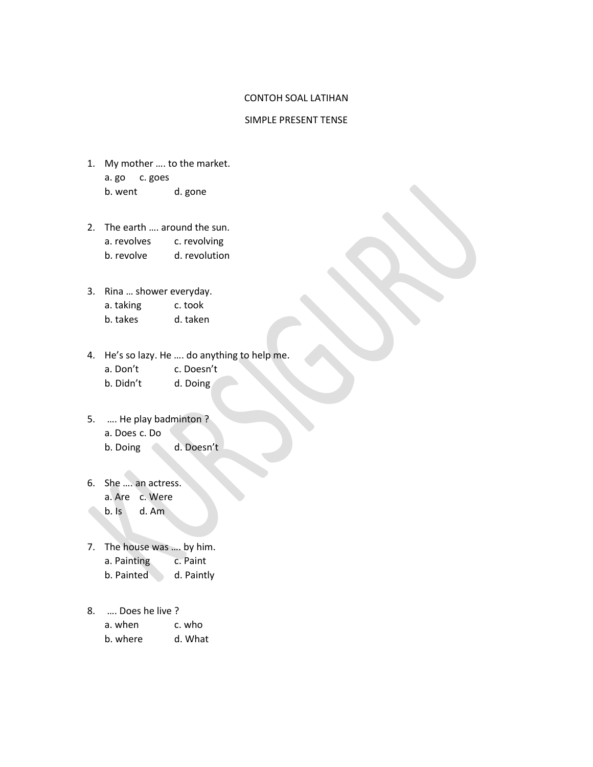CONTOH SOAL LATIHAN

SIMPLE PRESENT TENSE

1. My mother …. to the market.
   a. go c. goes
   b. went d. gone

2. The earth …. around the sun.
   a. revolves c. revolving
   b. revolve d. revolution

3. Rina … shower everyday.
   a. taking c. took
   b. takes d. taken

4. He's so lazy. He …. do anything to help me.
   a. Don't c. Doesn't
   b. Didn't d. Doing

5. …. He play badminton ?
   a. Does c. Do
   b. Doing d. Doesn't

6. She …. an actress.
   a. Are c. Were
   b. Is d. Am

7. The house was …. by him.
   a. Painting c. Paint
   b. Painted d. Paintly

8. …. Does he live ?
   a. when c. who
   b. where d. What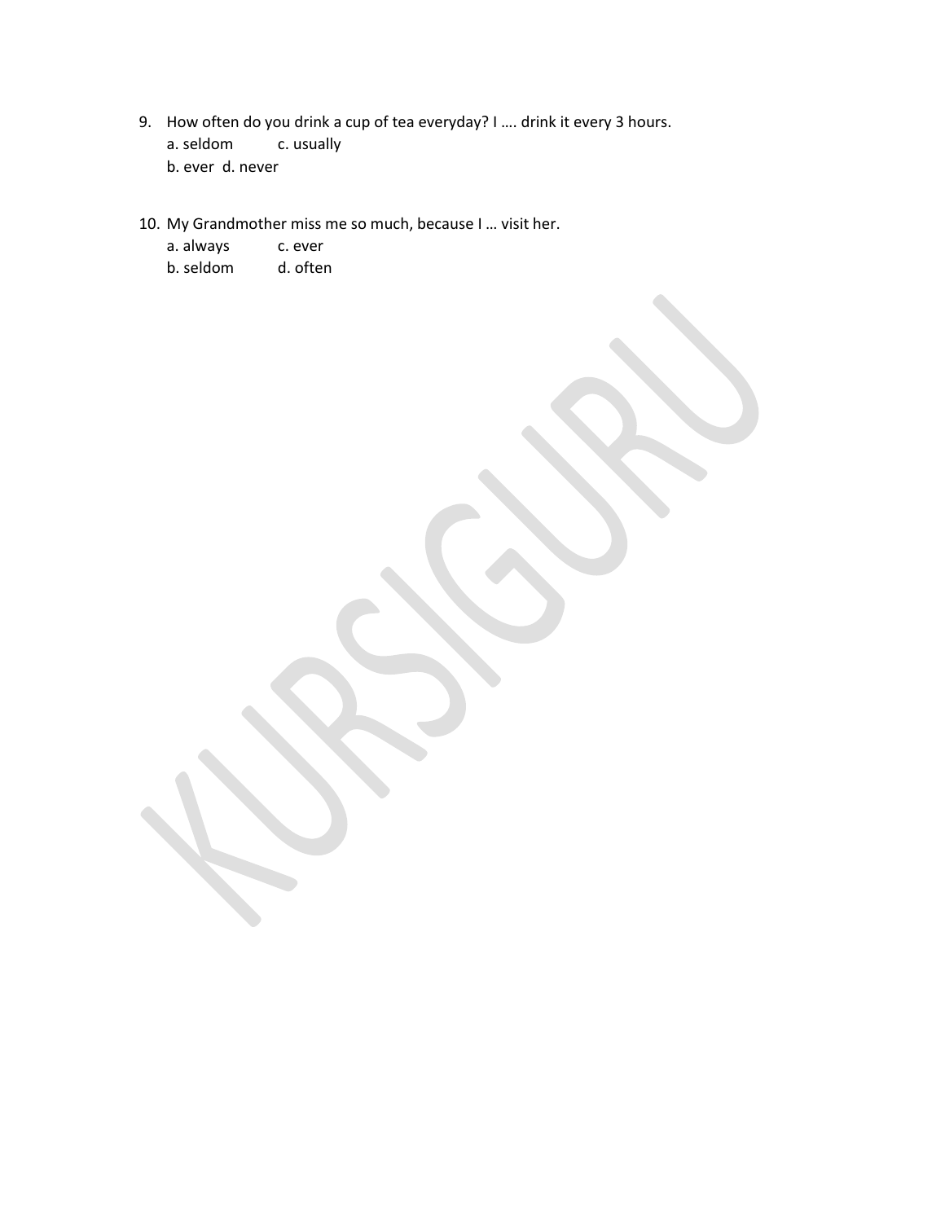9. How often do you drink a cup of tea everyday? I …. drink it every 3 hours.
   a. seldom c. usually
   b. ever d. never

10. My Grandmother miss me so much, because I … visit her.
    a. always c. ever
    b. seldom d. often